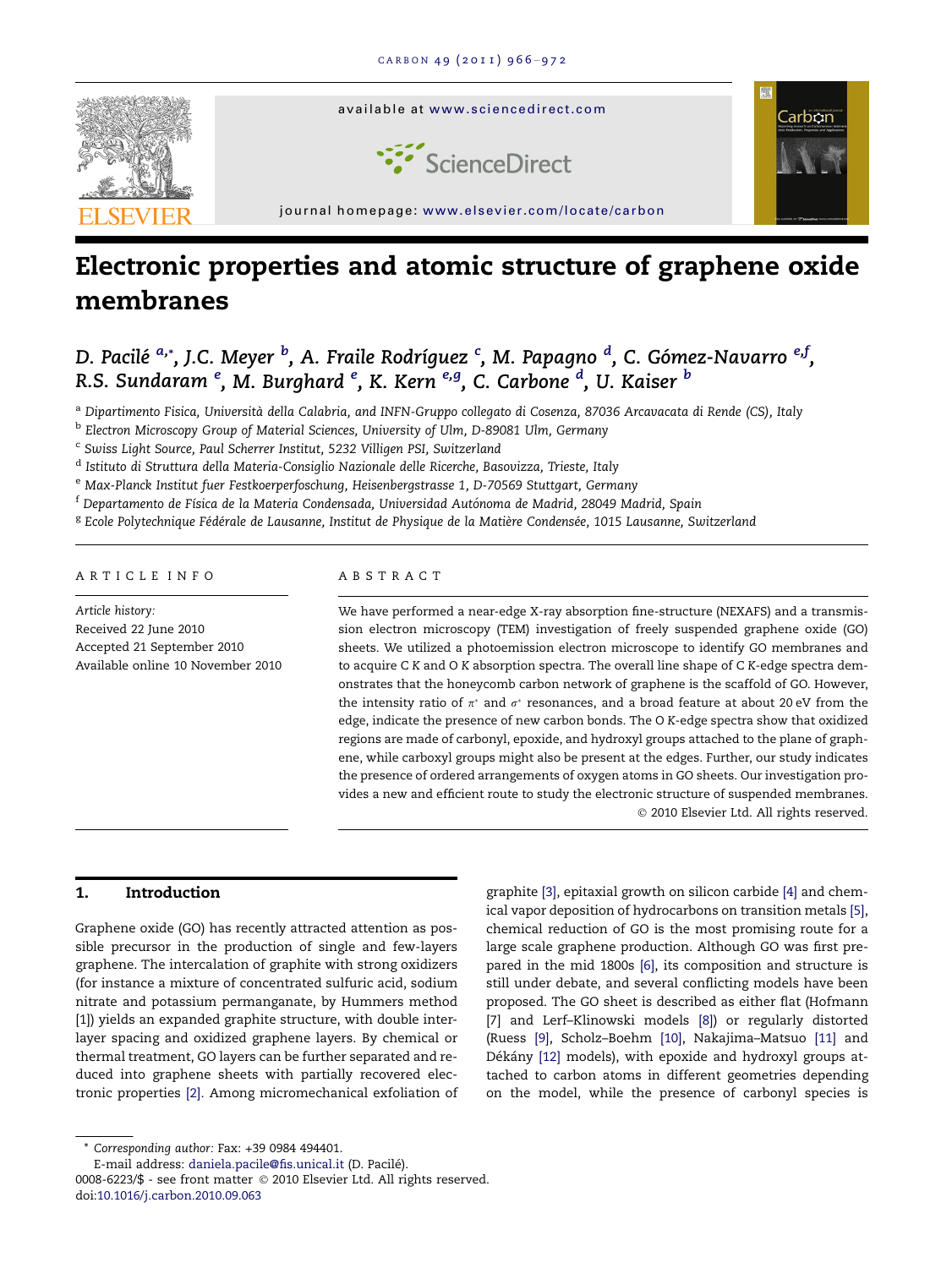# Electronic properties and atomic structure of graphene oxide membranes

*D. Pacilé [a,*], J.C. Meyer [b], A. Fraile Rodríguez [c], M. Papagno [d], C. Gómez-Navarro [e,f], R.S. Sundaram [e], M. Burghard [e], K. Kern [e,g], C. Carbone [d], U. Kaiser [b]*

[a] *Dipartimento Fisica, Università della Calabria, and INFN-Gruppo collegato di Cosenza, 87036 Arcavacata di Rende (CS), Italy*
[b] *Electron Microscopy Group of Material Sciences, University of Ulm, D-89081 Ulm, Germany*
[c] *Swiss Light Source, Paul Scherrer Institut, 5232 Villigen PSI, Switzerland*
[d] *Istituto di Struttura della Materia-Consiglio Nazionale delle Ricerche, Basovizza, Trieste, Italy*
[e] *Max-Planck Institut fuer Festkoerperfoschung, Heisenbergstrasse 1, D-70569 Stuttgart, Germany*
[f] *Departamento de Física de la Materia Condensada, Universidad Autónoma de Madrid, 28049 Madrid, Spain*
[g] *Ecole Polytechnique Fédérale de Lausanne, Institut de Physique de la Matière Condensée, 1015 Lausanne, Switzerland*

## ARTICLE INFO

*Article history:*
Received 22 June 2010
Accepted 21 September 2010
Available online 10 November 2010

## ABSTRACT

We have performed a near-edge X-ray absorption fine-structure (NEXAFS) and a transmission electron microscopy (TEM) investigation of freely suspended graphene oxide (GO) sheets. We utilized a photoemission electron microscope to identify GO membranes and to acquire C *K* and O *K* absorption spectra. The overall line shape of C *K*-edge spectra demonstrates that the honeycomb carbon network of graphene is the scaffold of GO. However, the intensity ratio of $\pi^*$ and $\sigma^*$ resonances, and a broad feature at about 20 eV from the edge, indicate the presence of new carbon bonds. The O *K*-edge spectra show that oxidized regions are made of carbonyl, epoxide, and hydroxyl groups attached to the plane of graphene, while carboxyl groups might also be present at the edges. Further, our study indicates the presence of ordered arrangements of oxygen atoms in GO sheets. Our investigation provides a new and efficient route to study the electronic structure of suspended membranes.

© 2010 Elsevier Ltd. All rights reserved.

## 1. Introduction

Graphene oxide (GO) has recently attracted attention as possible precursor in the production of single and few-layers graphene. The intercalation of graphite with strong oxidizers (for instance a mixture of concentrated sulfuric acid, sodium nitrate and potassium permanganate, by Hummers method [1]) yields an expanded graphite structure, with double interlayer spacing and oxidized graphene layers. By chemical or thermal treatment, GO layers can be further separated and reduced into graphene sheets with partially recovered electronic properties [2]. Among micromechanical exfoliation of graphite [3], epitaxial growth on silicon carbide [4] and chemical vapor deposition of hydrocarbons on transition metals [5], chemical reduction of GO is the most promising route for a large scale graphene production. Although GO was first prepared in the mid 1800s [6], its composition and structure is still under debate, and several conflicting models have been proposed. The GO sheet is described as either flat (Hofmann [7] and Lerf–Klinowski models [8]) or regularly distorted (Ruess [9], Scholz–Boehm [10], Nakajima–Matsuo [11] and Dékány [12] models), with epoxide and hydroxyl groups attached to carbon atoms in different geometries depending on the model, while the presence of carbonyl species is

---

* *Corresponding author:* Fax: +39 0984 494401.
E-mail address: daniela.pacile@fis.unical.it (D. Pacilé).
0008-6223/$ - see front matter © 2010 Elsevier Ltd. All rights reserved.
doi:10.1016/j.carbon.2010.09.063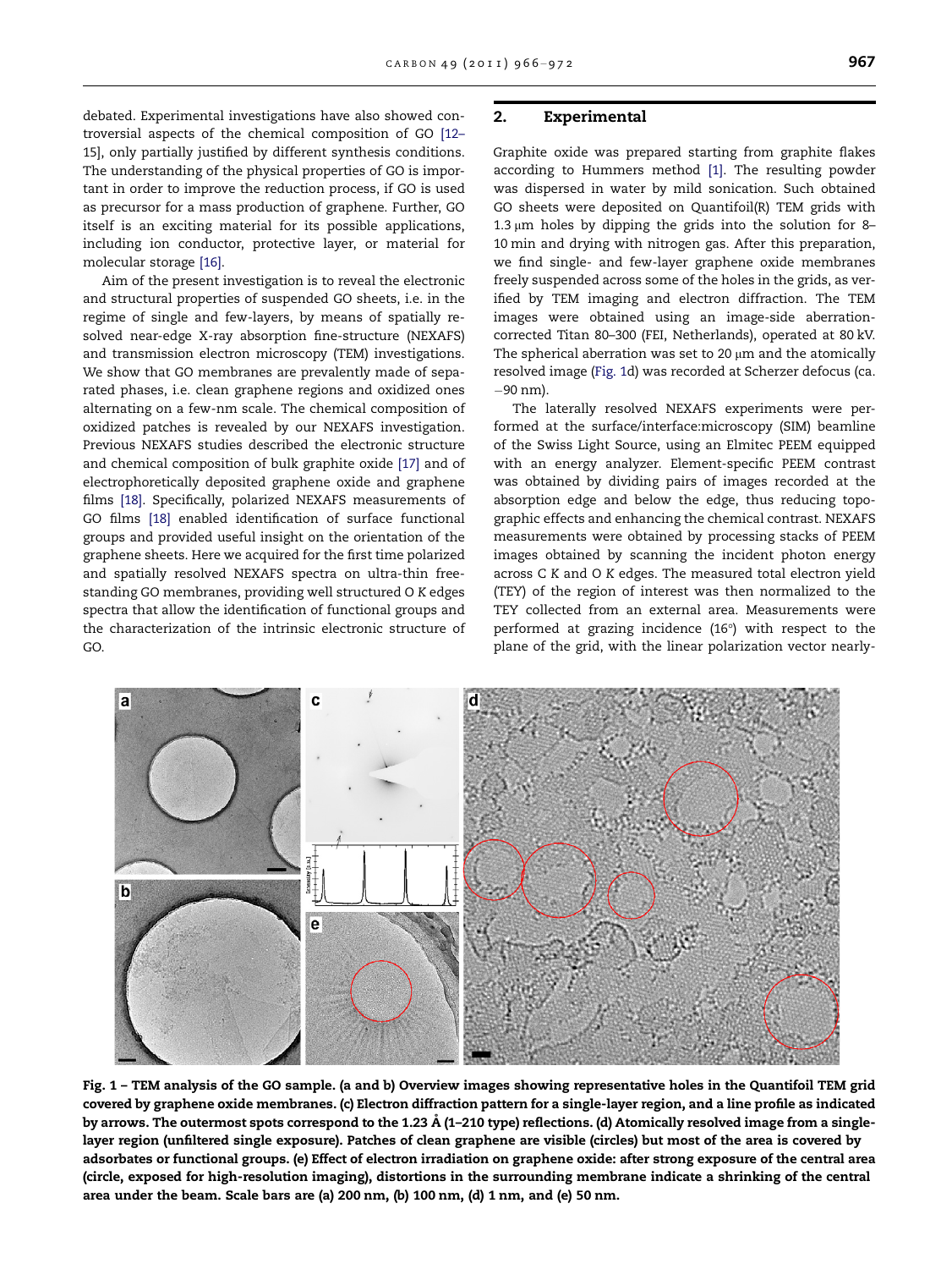debated. Experimental investigations have also showed controversial aspects of the chemical composition of GO [12–15], only partially justified by different synthesis conditions. The understanding of the physical properties of GO is important in order to improve the reduction process, if GO is used as precursor for a mass production of graphene. Further, GO itself is an exciting material for its possible applications, including ion conductor, protective layer, or material for molecular storage [16].

Aim of the present investigation is to reveal the electronic and structural properties of suspended GO sheets, i.e. in the regime of single and few-layers, by means of spatially resolved near-edge X-ray absorption fine-structure (NEXAFS) and transmission electron microscopy (TEM) investigations. We show that GO membranes are prevalently made of separated phases, i.e. clean graphene regions and oxidized ones alternating on a few-nm scale. The chemical composition of oxidized patches is revealed by our NEXAFS investigation. Previous NEXAFS studies described the electronic structure and chemical composition of bulk graphite oxide [17] and of electrophoretically deposited graphene oxide and graphene films [18]. Specifically, polarized NEXAFS measurements of GO films [18] enabled identification of surface functional groups and provided useful insight on the orientation of the graphene sheets. Here we acquired for the first time polarized and spatially resolved NEXAFS spectra on ultra-thin freestanding GO membranes, providing well structured O *K* edges spectra that allow the identification of functional groups and the characterization of the intrinsic electronic structure of GO.

## 2. Experimental

Graphite oxide was prepared starting from graphite flakes according to Hummers method [1]. The resulting powder was dispersed in water by mild sonication. Such obtained GO sheets were deposited on Quantifoil(R) TEM grids with 1.3 μm holes by dipping the grids into the solution for 8–10 min and drying with nitrogen gas. After this preparation, we find single- and few-layer graphene oxide membranes freely suspended across some of the holes in the grids, as verified by TEM imaging and electron diffraction. The TEM images were obtained using an image-side aberration-corrected Titan 80–300 (FEI, Netherlands), operated at 80 kV. The spherical aberration was set to 20 μm and the atomically resolved image (Fig. 1d) was recorded at Scherzer defocus (ca. −90 nm).

The laterally resolved NEXAFS experiments were performed at the surface/interface:microscopy (SIM) beamline of the Swiss Light Source, using an Elmitec PEEM equipped with an energy analyzer. Element-specific PEEM contrast was obtained by dividing pairs of images recorded at the absorption edge and below the edge, thus reducing topographic effects and enhancing the chemical contrast. NEXAFS measurements were obtained by processing stacks of PEEM images obtained by scanning the incident photon energy across C *K* and O *K* edges. The measured total electron yield (TEY) of the region of interest was then normalized to the TEY collected from an external area. Measurements were performed at grazing incidence (16°) with respect to the plane of the grid, with the linear polarization vector nearly-

**Fig. 1 – TEM analysis of the GO sample. (a and b) Overview images showing representative holes in the Quantifoil TEM grid covered by graphene oxide membranes. (c) Electron diffraction pattern for a single-layer region, and a line profile as indicated by arrows. The outermost spots correspond to the 1.23 Å (1–210 type) reflections. (d) Atomically resolved image from a single-layer region (unfiltered single exposure). Patches of clean graphene are visible (circles) but most of the area is covered by adsorbates or functional groups. (e) Effect of electron irradiation on graphene oxide: after strong exposure of the central area (circle, exposed for high-resolution imaging), distortions in the surrounding membrane indicate a shrinking of the central area under the beam. Scale bars are (a) 200 nm, (b) 100 nm, (d) 1 nm, and (e) 50 nm.**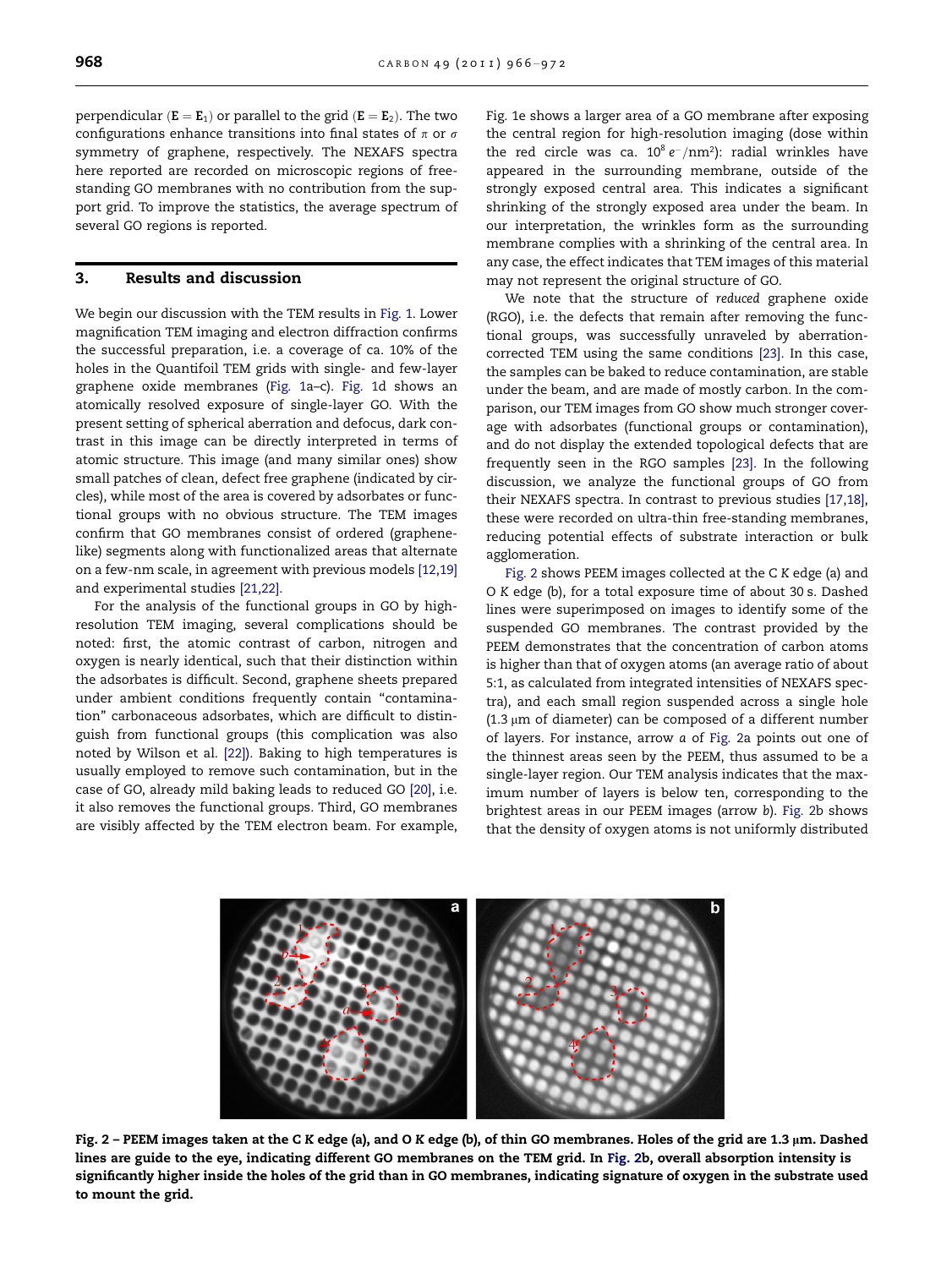perpendicular ($\mathbf{E} = \mathbf{E}_1$) or parallel to the grid ($\mathbf{E} = \mathbf{E}_2$). The two configurations enhance transitions into final states of $\pi$ or $\sigma$ symmetry of graphene, respectively. The NEXAFS spectra here reported are recorded on microscopic regions of free-standing GO membranes with no contribution from the support grid. To improve the statistics, the average spectrum of several GO regions is reported.

## 3. Results and discussion

We begin our discussion with the TEM results in Fig. 1. Lower magnification TEM imaging and electron diffraction confirms the successful preparation, i.e. a coverage of ca. 10% of the holes in the Quantifoil TEM grids with single- and few-layer graphene oxide membranes (Fig. 1a–c). Fig. 1d shows an atomically resolved exposure of single-layer GO. With the present setting of spherical aberration and defocus, dark contrast in this image can be directly interpreted in terms of atomic structure. This image (and many similar ones) show small patches of clean, defect free graphene (indicated by circles), while most of the area is covered by adsorbates or functional groups with no obvious structure. The TEM images confirm that GO membranes consist of ordered (graphene-like) segments along with functionalized areas that alternate on a few-nm scale, in agreement with previous models [12,19] and experimental studies [21,22].

For the analysis of the functional groups in GO by high-resolution TEM imaging, several complications should be noted: first, the atomic contrast of carbon, nitrogen and oxygen is nearly identical, such that their distinction within the adsorbates is difficult. Second, graphene sheets prepared under ambient conditions frequently contain "contamination" carbonaceous adsorbates, which are difficult to distinguish from functional groups (this complication was also noted by Wilson et al. [22]). Baking to high temperatures is usually employed to remove such contamination, but in the case of GO, already mild baking leads to reduced GO [20], i.e. it also removes the functional groups. Third, GO membranes are visibly affected by the TEM electron beam. For example, Fig. 1e shows a larger area of a GO membrane after exposing the central region for high-resolution imaging (dose within the red circle was ca. $10^8\,e^-/\text{nm}^2$): radial wrinkles have appeared in the surrounding membrane, outside of the strongly exposed central area. This indicates a significant shrinking of the strongly exposed area under the beam. In our interpretation, the wrinkles form as the surrounding membrane complies with a shrinking of the central area. In any case, the effect indicates that TEM images of this material may not represent the original structure of GO.

We note that the structure of *reduced* graphene oxide (RGO), i.e. the defects that remain after removing the functional groups, was successfully unraveled by aberration-corrected TEM using the same conditions [23]. In this case, the samples can be baked to reduce contamination, are stable under the beam, and are made of mostly carbon. In the comparison, our TEM images from GO show much stronger coverage with adsorbates (functional groups or contamination), and do not display the extended topological defects that are frequently seen in the RGO samples [23]. In the following discussion, we analyze the functional groups of GO from their NEXAFS spectra. In contrast to previous studies [17,18], these were recorded on ultra-thin free-standing membranes, reducing potential effects of substrate interaction or bulk agglomeration.

Fig. 2 shows PEEM images collected at the C *K* edge (a) and O *K* edge (b), for a total exposure time of about 30 s. Dashed lines were superimposed on images to identify some of the suspended GO membranes. The contrast provided by the PEEM demonstrates that the concentration of carbon atoms is higher than that of oxygen atoms (an average ratio of about 5:1, as calculated from integrated intensities of NEXAFS spectra), and each small region suspended across a single hole (1.3 μm of diameter) can be composed of a different number of layers. For instance, arrow *a* of Fig. 2a points out one of the thinnest areas seen by the PEEM, thus assumed to be a single-layer region. Our TEM analysis indicates that the maximum number of layers is below ten, corresponding to the brightest areas in our PEEM images (arrow *b*). Fig. 2b shows that the density of oxygen atoms is not uniformly distributed

**Fig. 2 – PEEM images taken at the C *K* edge (a), and O *K* edge (b), of thin GO membranes. Holes of the grid are 1.3 μm. Dashed lines are guide to the eye, indicating different GO membranes on the TEM grid. In Fig. 2b, overall absorption intensity is significantly higher inside the holes of the grid than in GO membranes, indicating signature of oxygen in the substrate used to mount the grid.**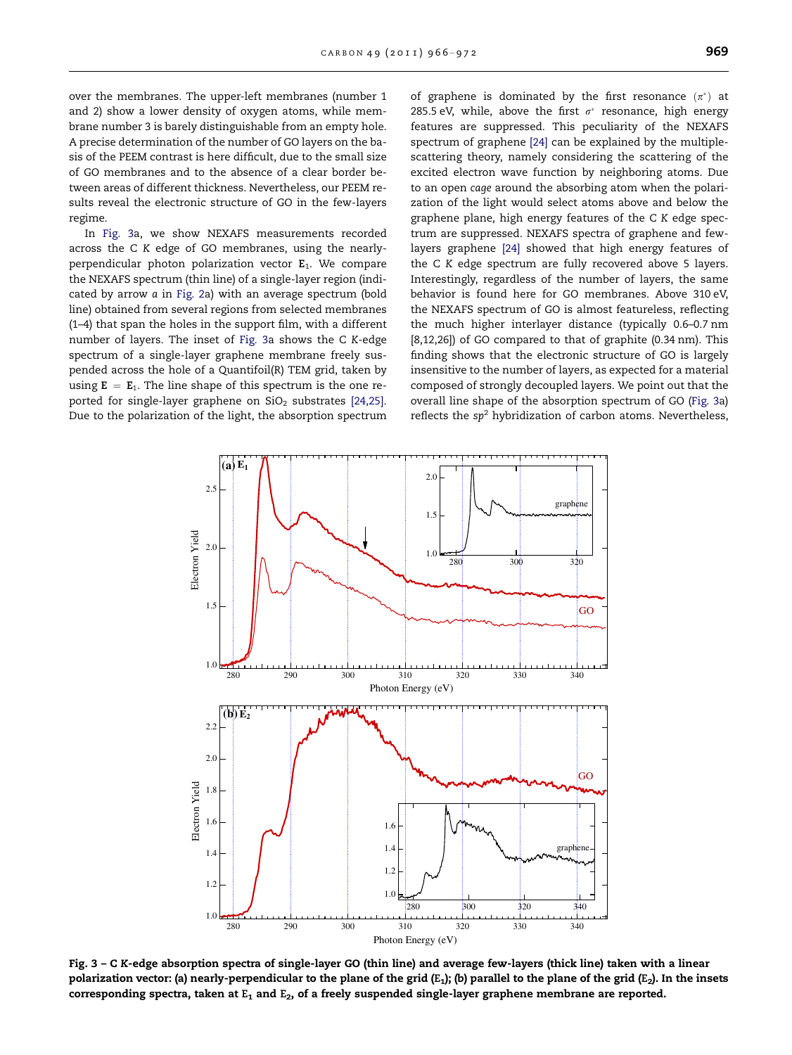over the membranes. The upper-left membranes (number 1 and 2) show a lower density of oxygen atoms, while membrane number 3 is barely distinguishable from an empty hole. A precise determination of the number of GO layers on the basis of the PEEM contrast is here difficult, due to the small size of GO membranes and to the absence of a clear border between areas of different thickness. Nevertheless, our PEEM results reveal the electronic structure of GO in the few-layers regime.

In Fig. 3a, we show NEXAFS measurements recorded across the C *K* edge of GO membranes, using the nearly-perpendicular photon polarization vector $\mathbf{E}_1$. We compare the NEXAFS spectrum (thin line) of a single-layer region (indicated by arrow *a* in Fig. 2a) with an average spectrum (bold line) obtained from several regions from selected membranes (1–4) that span the holes in the support film, with a different number of layers. The inset of Fig. 3a shows the C *K*-edge spectrum of a single-layer graphene membrane freely suspended across the hole of a Quantifoil(R) TEM grid, taken by using $\mathbf{E} = \mathbf{E}_1$. The line shape of this spectrum is the one reported for single-layer graphene on $SiO_2$ substrates [24,25]. Due to the polarization of the light, the absorption spectrum of graphene is dominated by the first resonance ($\pi^*$) at 285.5 eV, while, above the first $\sigma^*$ resonance, high energy features are suppressed. This peculiarity of the NEXAFS spectrum of graphene [24] can be explained by the multiple-scattering theory, namely considering the scattering of the excited electron wave function by neighboring atoms. Due to an open *cage* around the absorbing atom when the polarization of the light would select atoms above and below the graphene plane, high energy features of the C *K* edge spectrum are suppressed. NEXAFS spectra of graphene and few-layers graphene [24] showed that high energy features of the C *K* edge spectrum are fully recovered above 5 layers. Interestingly, regardless of the number of layers, the same behavior is found here for GO membranes. Above 310 eV, the NEXAFS spectrum of GO is almost featureless, reflecting the much higher interlayer distance (typically 0.6–0.7 nm [8,12,26]) of GO compared to that of graphite (0.34 nm). This finding shows that the electronic structure of GO is largely insensitive to the number of layers, as expected for a material composed of strongly decoupled layers. We point out that the overall line shape of the absorption spectrum of GO (Fig. 3a) reflects the $sp^2$ hybridization of carbon atoms. Nevertheless,

**Fig. 3 – C *K*-edge absorption spectra of single-layer GO (thin line) and average few-layers (thick line) taken with a linear polarization vector: (a) nearly-perpendicular to the plane of the grid ($\mathbf{E}_1$); (b) parallel to the plane of the grid ($\mathbf{E}_2$). In the insets corresponding spectra, taken at $\mathbf{E}_1$ and $\mathbf{E}_2$, of a freely suspended single-layer graphene membrane are reported.**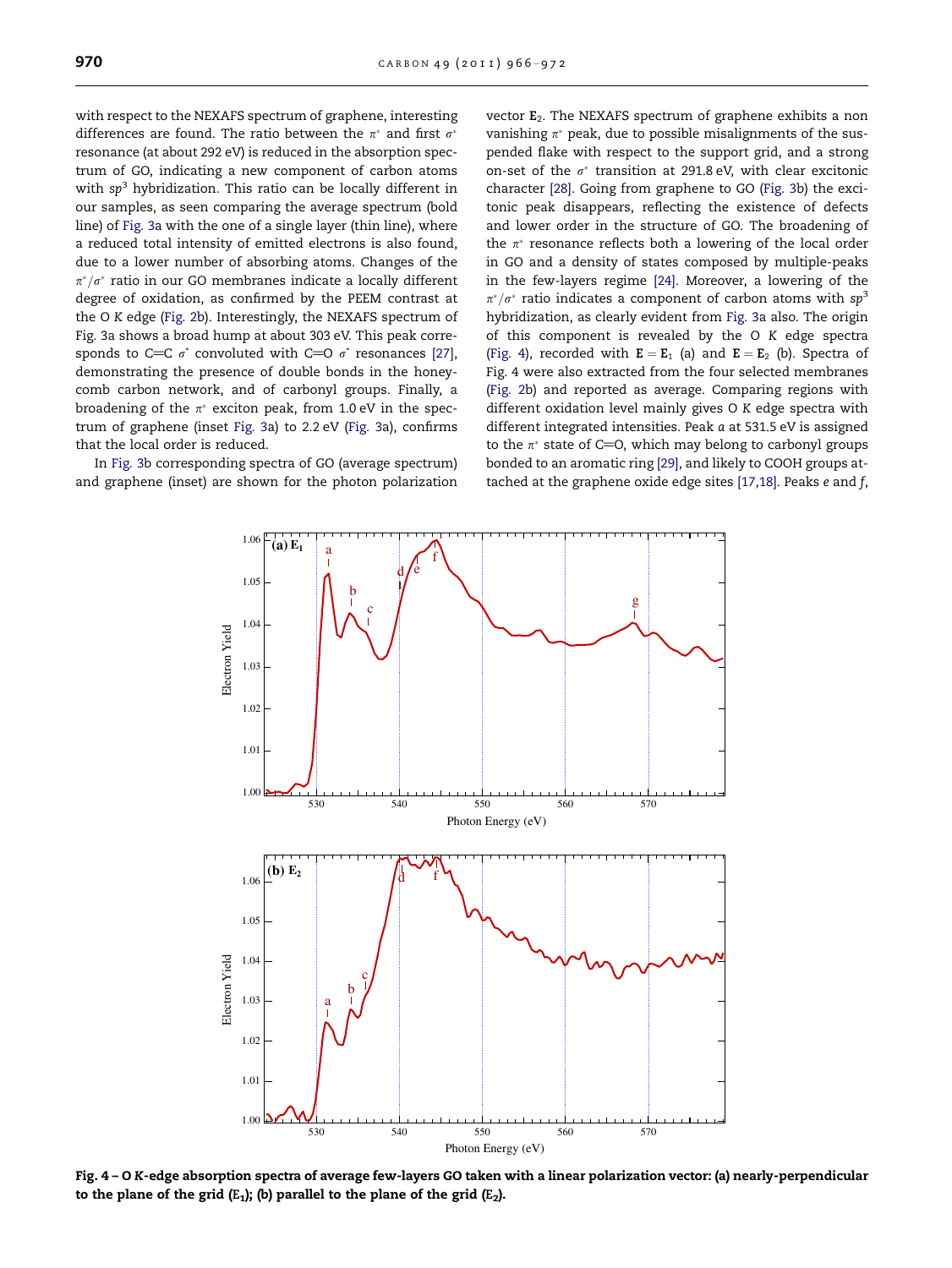with respect to the NEXAFS spectrum of graphene, interesting differences are found. The ratio between the $\pi^*$ and first $\sigma^*$ resonance (at about 292 eV) is reduced in the absorption spectrum of GO, indicating a new component of carbon atoms with $sp^3$ hybridization. This ratio can be locally different in our samples, as seen comparing the average spectrum (bold line) of Fig. 3a with the one of a single layer (thin line), where a reduced total intensity of emitted electrons is also found, due to a lower number of absorbing atoms. Changes of the $\pi^*/\sigma^*$ ratio in our GO membranes indicate a locally different degree of oxidation, as confirmed by the PEEM contrast at the O *K* edge (Fig. 2b). Interestingly, the NEXAFS spectrum of Fig. 3a shows a broad hump at about 303 eV. This peak corresponds to C=C $\sigma^*$ convoluted with C=O $\sigma^*$ resonances [27], demonstrating the presence of double bonds in the honeycomb carbon network, and of carbonyl groups. Finally, a broadening of the $\pi^*$ exciton peak, from 1.0 eV in the spectrum of graphene (inset Fig. 3a) to 2.2 eV (Fig. 3a), confirms that the local order is reduced.

In Fig. 3b corresponding spectra of GO (average spectrum) and graphene (inset) are shown for the photon polarization vector $\mathbf{E}_2$. The NEXAFS spectrum of graphene exhibits a non vanishing $\pi^*$ peak, due to possible misalignments of the suspended flake with respect to the support grid, and a strong on-set of the $\sigma^*$ transition at 291.8 eV, with clear excitonic character [28]. Going from graphene to GO (Fig. 3b) the excitonic peak disappears, reflecting the existence of defects and lower order in the structure of GO. The broadening of the $\pi^*$ resonance reflects both a lowering of the local order in GO and a density of states composed by multiple-peaks in the few-layers regime [24]. Moreover, a lowering of the $\pi^*/\sigma^*$ ratio indicates a component of carbon atoms with $sp^3$ hybridization, as clearly evident from Fig. 3a also. The origin of this component is revealed by the O *K* edge spectra (Fig. 4), recorded with $\mathbf{E} = \mathbf{E}_1$ (a) and $\mathbf{E} = \mathbf{E}_2$ (b). Spectra of Fig. 4 were also extracted from the four selected membranes (Fig. 2b) and reported as average. Comparing regions with different oxidation level mainly gives O *K* edge spectra with different integrated intensities. Peak *a* at 531.5 eV is assigned to the $\pi^*$ state of C=O, which may belong to carbonyl groups bonded to an aromatic ring [29], and likely to COOH groups attached at the graphene oxide edge sites [17,18]. Peaks *e* and *f*,

**Fig. 4 – O *K*-edge absorption spectra of average few-layers GO taken with a linear polarization vector: (a) nearly-perpendicular to the plane of the grid ($\mathbf{E}_1$); (b) parallel to the plane of the grid ($\mathbf{E}_2$).**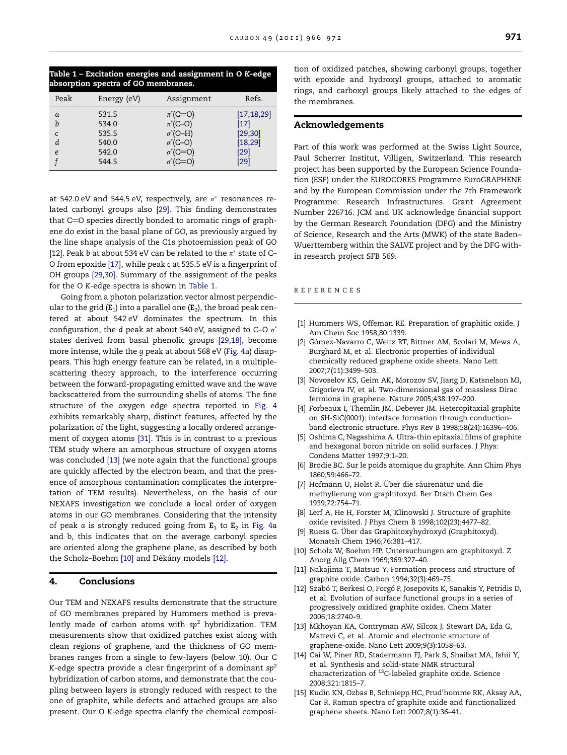**Table 1 – Excitation energies and assignment in O *K*-edge absorption spectra of GO membranes.**

| Peak | Energy (eV) | Assignment | Refs. |
|---|---|---|---|
| *a* | 531.5 | $\pi^*$(C=O) | [17,18,29] |
| *b* | 534.0 | $\pi^*$(C–O) | [17] |
| *c* | 535.5 | $\sigma^*$(O–H) | [29,30] |
| *d* | 540.0 | $\sigma^*$(C–O) | [18,29] |
| *e* | 542.0 | $\sigma^*$(C=O) | [29] |
| *f* | 544.5 | $\sigma^*$(C=O) | [29] |

at 542.0 eV and 544.5 eV, respectively, are $\sigma^*$ resonances related carbonyl groups also [29]. This finding demonstrates that C=O species directly bonded to aromatic rings of graphene do exist in the basal plane of GO, as previously argued by the line shape analysis of the C1s photoemission peak of GO [12]. Peak *b* at about 534 eV can be related to the $\pi^*$ state of C–O from epoxide [17], while peak *c* at 535.5 eV is a fingerprint of OH groups [29,30]. Summary of the assignment of the peaks for the O *K*-edge spectra is shown in Table 1.

Going from a photon polarization vector almost perpendicular to the grid ($\mathbf{E}_1$) into a parallel one ($\mathbf{E}_2$), the broad peak centered at about 542 eV dominates the spectrum. In this configuration, the *d* peak at about 540 eV, assigned to C–O $\sigma^*$ states derived from basal phenolic groups [29,18], become more intense, while the *g* peak at about 568 eV (Fig. 4a) disappears. This high energy feature can be related, in a multiple-scattering theory approach, to the interference occurring between the forward-propagating emitted wave and the wave backscattered from the surrounding shells of atoms. The fine structure of the oxygen edge spectra reported in Fig. 4 exhibits remarkably sharp, distinct features, affected by the polarization of the light, suggesting a locally ordered arrangement of oxygen atoms [31]. This is in contrast to a previous TEM study where an amorphous structure of oxygen atoms was concluded [13] (we note again that the functional groups are quickly affected by the electron beam, and that the presence of amorphous contamination complicates the interpretation of TEM results). Nevertheless, on the basis of our NEXAFS investigation we conclude a local order of oxygen atoms in our GO membranes. Considering that the intensity of peak *a* is strongly reduced going from $\mathbf{E}_1$ to $\mathbf{E}_2$ in Fig. 4a and b, this indicates that on the average carbonyl species are oriented along the graphene plane, as described by both the Scholz–Boehm [10] and Dékány models [12].

## 4. Conclusions

Our TEM and NEXAFS results demonstrate that the structure of GO membranes prepared by Hummers method is prevalently made of carbon atoms with $sp^2$ hybridization. TEM measurements show that oxidized patches exist along with clean regions of graphene, and the thickness of GO membranes ranges from a single to few-layers (below 10). Our C *K*-edge spectra provide a clear fingerprint of a dominant $sp^2$ hybridization of carbon atoms, and demonstrate that the coupling between layers is strongly reduced with respect to the one of graphite, while defects and attached groups are also present. Our O *K*-edge spectra clarify the chemical composition of oxidized patches, showing carbonyl groups, together with epoxide and hydroxyl groups, attached to aromatic rings, and carboxyl groups likely attached to the edges of the membranes.

## Acknowledgements

Part of this work was performed at the Swiss Light Source, Paul Scherrer Institut, Villigen, Switzerland. This research project has been supported by the European Science Foundation (ESF) under the EUROCORES Programme EuroGRAPHENE and by the European Commission under the 7th Framework Programme: Research Infrastructures. Grant Agreement Number 226716. JCM and UK acknowledge financial support by the German Research Foundation (DFG) and the Ministry of Science, Research and the Arts (MWK) of the state Baden–Wuerttemberg within the SALVE project and by the DFG within research project SFB 569.

## REFERENCES

[1] Hummers WS, Offeman RE. Preparation of graphitic oxide. J Am Chem Soc 1958;80:1339.

[2] Gómez-Navarro C, Weitz RT, Bittner AM, Scolari M, Mews A, Burghard M, et al. Electronic properties of individual chemically reduced graphene oxide sheets. Nano Lett 2007;7(11):3499–503.

[3] Novoselov KS, Geim AK, Morozov SV, Jiang D, Katsnelson MI, Grigorieva IV, et al. Two-dimensional gas of massless Dirac fermions in graphene. Nature 2005;438:197–200.

[4] Forbeaux I, Themlin JM, Debever JM. Heteropitaxial graphite on 6H-SiC(0001): interface formation through conduction-band electronic structure. Phys Rev B 1998;58(24):16396–406.

[5] Oshima C, Nagashima A. Ultra-thin epitaxial films of graphite and hexagonal boron nitride on solid surfaces. J Phys: Condens Matter 1997;9:1–20.

[6] Brodie BC. Sur le poids atomique du graphite. Ann Chim Phys 1860;59:466–72.

[7] Hofmann U, Holst R. Über die säurenatur und die methylierung von graphitoxyd. Ber Dtsch Chem Ges 1939;72:754–71.

[8] Lerf A, He H, Forster M, Klinowski J. Structure of graphite oxide revisited. J Phys Chem B 1998;102(23):4477–82.

[9] Ruess G. Über das Graphitoxyhydroxyd (Graphitoxyd). Monatsh Chem 1946;76:381–417.

[10] Scholz W, Boehm HP. Untersuchungen am graphitoxyd. Z Anorg Allg Chem 1969;369:327–40.

[11] Nakajima T, Matsuo Y. Formation process and structure of graphite oxide. Carbon 1994;32(3):469–75.

[12] Szabó T, Berkesi O, Forgó P, Josepovits K, Sanakis Y, Petridis D, et al. Evolution of surface functional groups in a series of progressively oxidized graphite oxides. Chem Mater 2006;18:2740–9.

[13] Mkhoyan KA, Contryman AW, Silcox J, Stewart DA, Eda G, Mattevi C, et al. Atomic and electronic structure of graphene-oxide. Nano Lett 2009;9(3):1058–63.

[14] Cai W, Piner RD, Stadermann FJ, Park S, Shaibat MA, Ishii Y, et al. Synthesis and solid-state NMR structural characterization of $^{13}$C-labeled graphite oxide. Science 2008;321:1815–7.

[15] Kudin KN, Ozbas B, Schniepp HC, Prud'homme RK, Aksay AA, Car R. Raman spectra of graphite oxide and functionalized graphene sheets. Nano Lett 2007;8(1):36–41.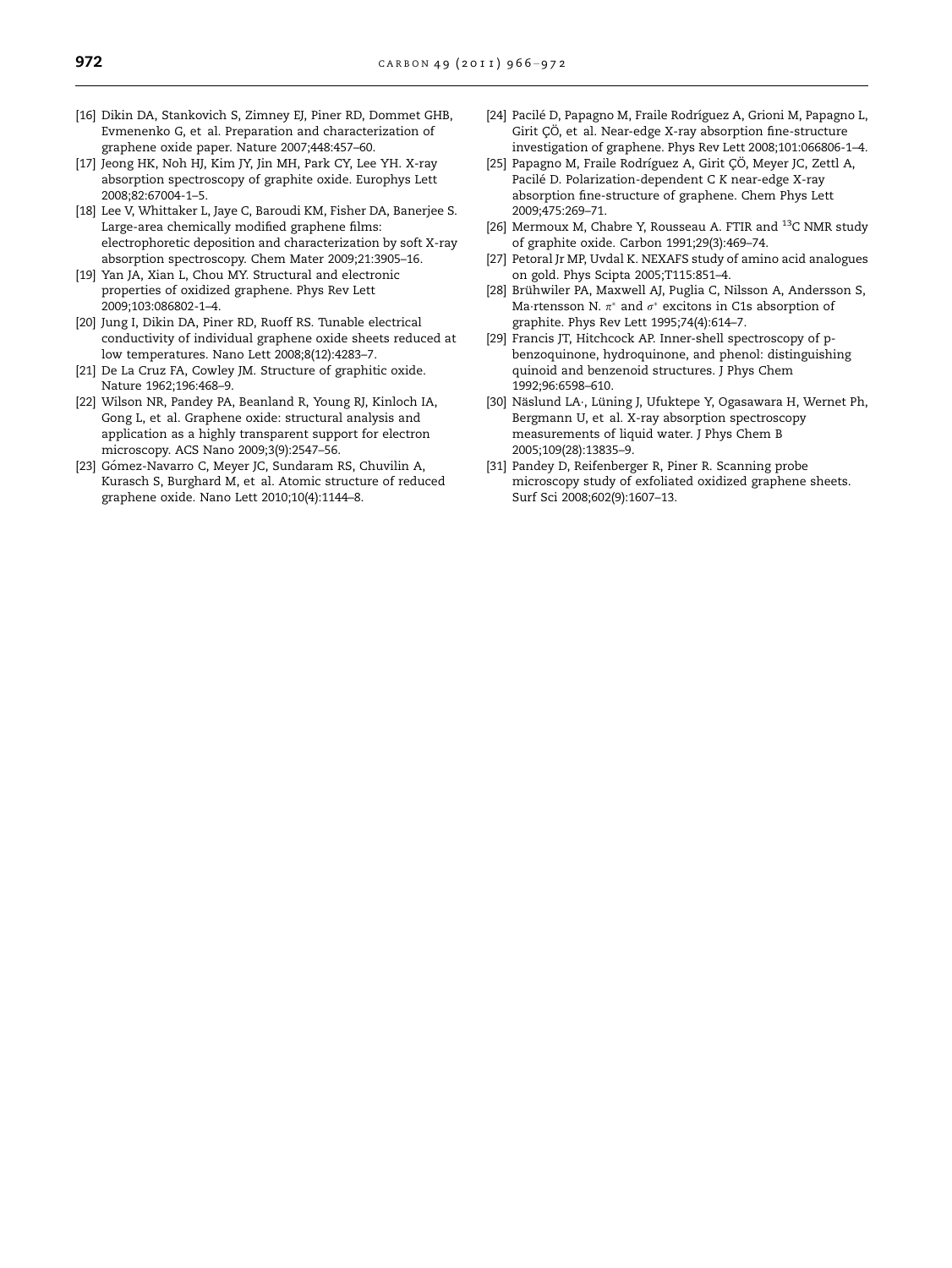[16] Dikin DA, Stankovich S, Zimney EJ, Piner RD, Dommet GHB, Evmenenko G, et al. Preparation and characterization of graphene oxide paper. Nature 2007;448:457–60.

[17] Jeong HK, Noh HJ, Kim JY, Jin MH, Park CY, Lee YH. X-ray absorption spectroscopy of graphite oxide. Europhys Lett 2008;82:67004-1–5.

[18] Lee V, Whittaker L, Jaye C, Baroudi KM, Fisher DA, Banerjee S. Large-area chemically modified graphene films: electrophoretic deposition and characterization by soft X-ray absorption spectroscopy. Chem Mater 2009;21:3905–16.

[19] Yan JA, Xian L, Chou MY. Structural and electronic properties of oxidized graphene. Phys Rev Lett 2009;103:086802-1–4.

[20] Jung I, Dikin DA, Piner RD, Ruoff RS. Tunable electrical conductivity of individual graphene oxide sheets reduced at low temperatures. Nano Lett 2008;8(12):4283–7.

[21] De La Cruz FA, Cowley JM. Structure of graphitic oxide. Nature 1962;196:468–9.

[22] Wilson NR, Pandey PA, Beanland R, Young RJ, Kinloch IA, Gong L, et al. Graphene oxide: structural analysis and application as a highly transparent support for electron microscopy. ACS Nano 2009;3(9):2547–56.

[23] Gómez-Navarro C, Meyer JC, Sundaram RS, Chuvilin A, Kurasch S, Burghard M, et al. Atomic structure of reduced graphene oxide. Nano Lett 2010;10(4):1144–8.

[24] Pacilé D, Papagno M, Fraile Rodríguez A, Grioni M, Papagno L, Girit ÇÖ, et al. Near-edge X-ray absorption fine-structure investigation of graphene. Phys Rev Lett 2008;101:066806-1–4.

[25] Papagno M, Fraile Rodríguez A, Girit ÇÖ, Meyer JC, Zettl A, Pacilé D. Polarization-dependent C *K* near-edge X-ray absorption fine-structure of graphene. Chem Phys Lett 2009;475:269–71.

[26] Mermoux M, Chabre Y, Rousseau A. FTIR and $^{13}$C NMR study of graphite oxide. Carbon 1991;29(3):469–74.

[27] Petoral Jr MP, Uvdal K. NEXAFS study of amino acid analogues on gold. Phys Scipta 2005;T115:851–4.

[28] Brühwiler PA, Maxwell AJ, Puglia C, Nilsson A, Andersson S, Ma·rtensson N. $\pi^*$ and $\sigma^*$ excitons in C1s absorption of graphite. Phys Rev Lett 1995;74(4):614–7.

[29] Francis JT, Hitchcock AP. Inner-shell spectroscopy of p-benzoquinone, hydroquinone, and phenol: distinguishing quinoid and benzenoid structures. J Phys Chem 1992;96:6598–610.

[30] Näslund LA·, Lüning J, Ufuktepe Y, Ogasawara H, Wernet Ph, Bergmann U, et al. X-ray absorption spectroscopy measurements of liquid water. J Phys Chem B 2005;109(28):13835–9.

[31] Pandey D, Reifenberger R, Piner R. Scanning probe microscopy study of exfoliated oxidized graphene sheets. Surf Sci 2008;602(9):1607–13.